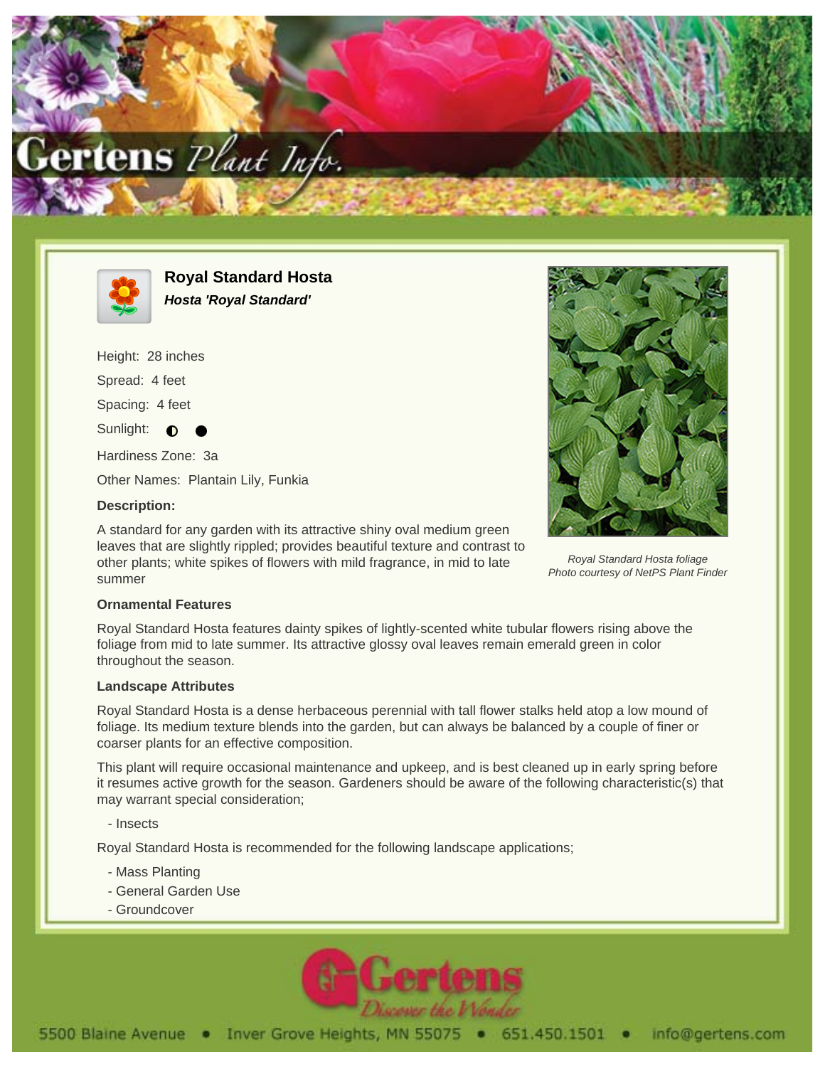# Royal Standard Hosta

***Hosta 'Royal Standard'***

Height: 28 inches

Spread: 4 feet

Spacing: 4 feet

Sunlight: ◐ ●

Hardiness Zone: 3a

Other Names: Plantain Lily, Funkia

### Description:

A standard for any garden with its attractive shiny oval medium green leaves that are slightly rippled; provides beautiful texture and contrast to other plants; white spikes of flowers with mild fragrance, in mid to late summer

*Royal Standard Hosta foliage*
*Photo courtesy of NetPS Plant Finder*

### Ornamental Features

Royal Standard Hosta features dainty spikes of lightly-scented white tubular flowers rising above the foliage from mid to late summer. Its attractive glossy oval leaves remain emerald green in color throughout the season.

### Landscape Attributes

Royal Standard Hosta is a dense herbaceous perennial with tall flower stalks held atop a low mound of foliage. Its medium texture blends into the garden, but can always be balanced by a couple of finer or coarser plants for an effective composition.

This plant will require occasional maintenance and upkeep, and is best cleaned up in early spring before it resumes active growth for the season. Gardeners should be aware of the following characteristic(s) that may warrant special consideration;

- Insects

Royal Standard Hosta is recommended for the following landscape applications;

- Mass Planting
- General Garden Use
- Groundcover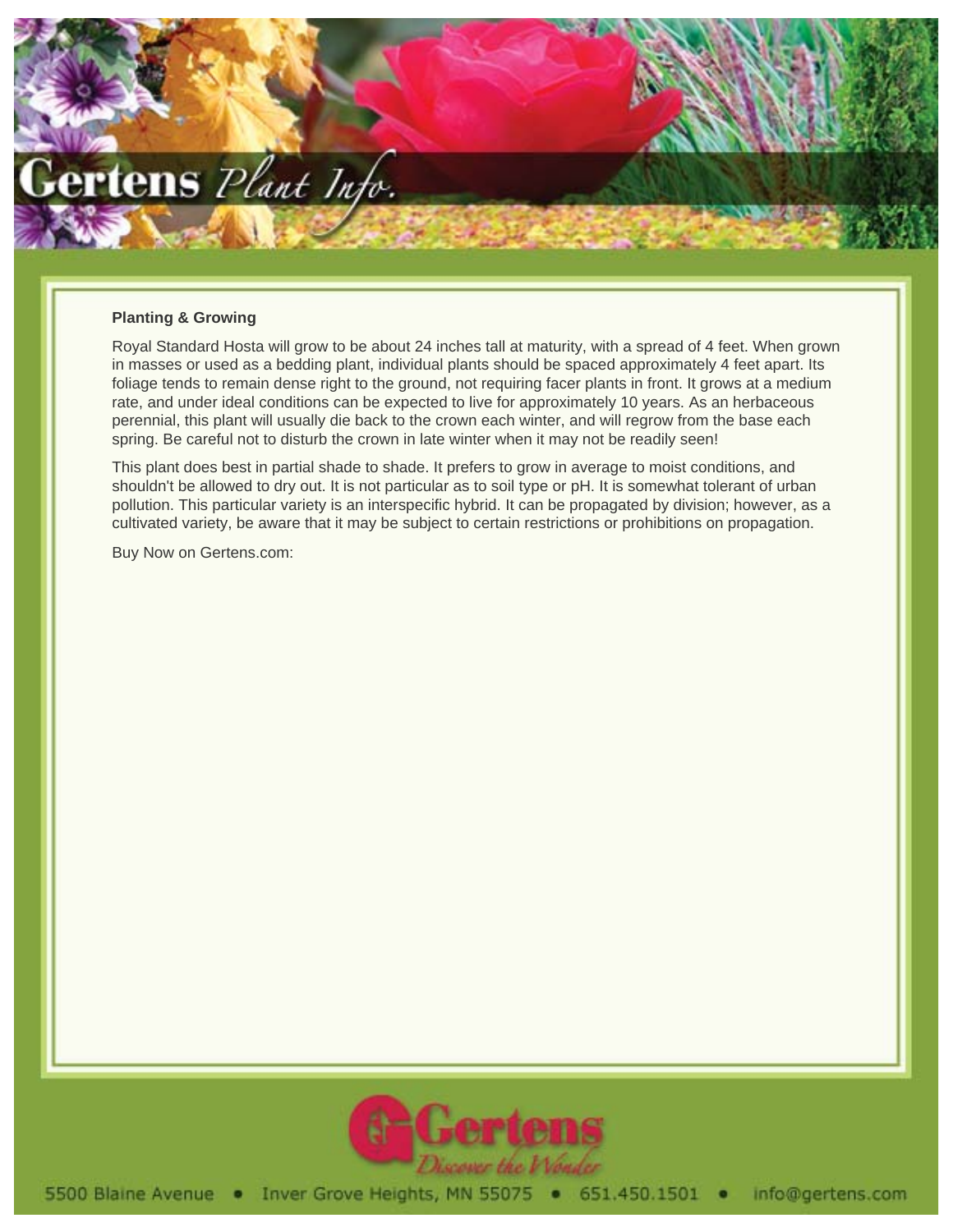### Planting & Growing

Royal Standard Hosta will grow to be about 24 inches tall at maturity, with a spread of 4 feet. When grown in masses or used as a bedding plant, individual plants should be spaced approximately 4 feet apart. Its foliage tends to remain dense right to the ground, not requiring facer plants in front. It grows at a medium rate, and under ideal conditions can be expected to live for approximately 10 years. As an herbaceous perennial, this plant will usually die back to the crown each winter, and will regrow from the base each spring. Be careful not to disturb the crown in late winter when it may not be readily seen!

This plant does best in partial shade to shade. It prefers to grow in average to moist conditions, and shouldn't be allowed to dry out. It is not particular as to soil type or pH. It is somewhat tolerant of urban pollution. This particular variety is an interspecific hybrid. It can be propagated by division; however, as a cultivated variety, be aware that it may be subject to certain restrictions or prohibitions on propagation.

Buy Now on Gertens.com: